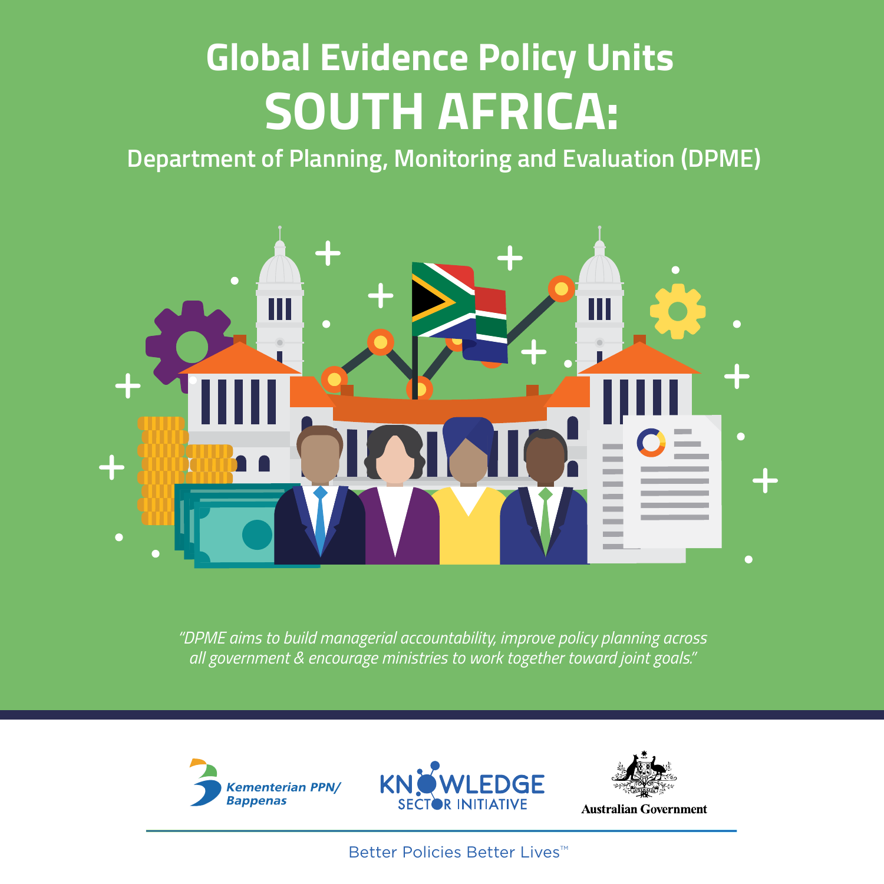# Global Evidence Policy Units

# SOUTH AFRICA:

## Department of Planning, Monitoring and Evaluation (DPME)

*"DPME aims to build managerial accountability, improve policy planning across all government & encourage ministries to work together toward joint goals."*

Kementerian PPN/ Bappenas

KNOWLEDGE SECTOR INITIATIVE

Australian Government

Better Policies Better Lives™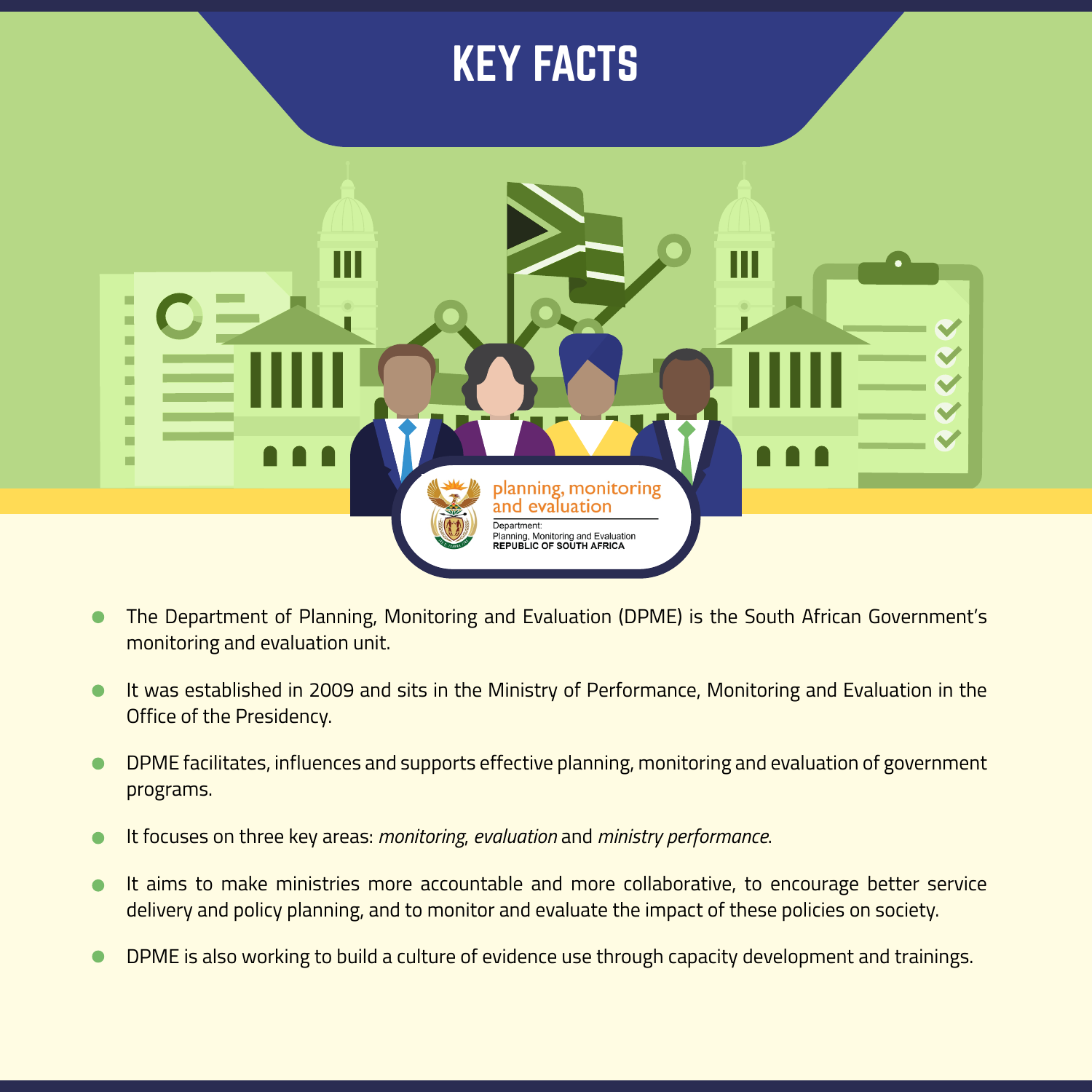# KEY FACTS

- The Department of Planning, Monitoring and Evaluation (DPME) is the South African Government's monitoring and evaluation unit.
- It was established in 2009 and sits in the Ministry of Performance, Monitoring and Evaluation in the Office of the Presidency.
- DPME facilitates, influences and supports effective planning, monitoring and evaluation of government programs.
- It focuses on three key areas: *monitoring*, *evaluation* and *ministry performance*.
- It aims to make ministries more accountable and more collaborative, to encourage better service delivery and policy planning, and to monitor and evaluate the impact of these policies on society.
- DPME is also working to build a culture of evidence use through capacity development and trainings.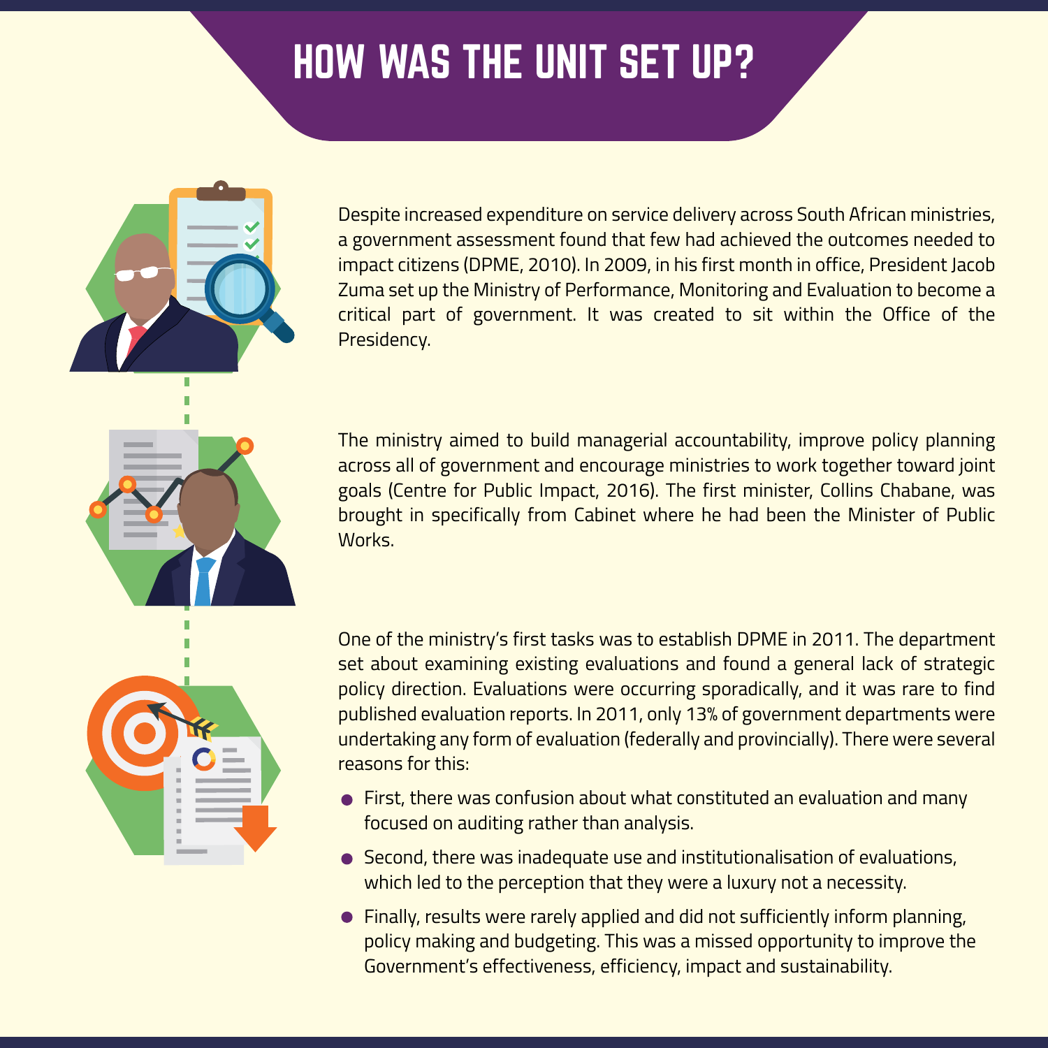# HOW WAS THE UNIT SET UP?

Despite increased expenditure on service delivery across South African ministries, a government assessment found that few had achieved the outcomes needed to impact citizens (DPME, 2010). In 2009, in his first month in office, President Jacob Zuma set up the Ministry of Performance, Monitoring and Evaluation to become a critical part of government. It was created to sit within the Office of the Presidency.

The ministry aimed to build managerial accountability, improve policy planning across all of government and encourage ministries to work together toward joint goals (Centre for Public Impact, 2016). The first minister, Collins Chabane, was brought in specifically from Cabinet where he had been the Minister of Public Works.

One of the ministry's first tasks was to establish DPME in 2011. The department set about examining existing evaluations and found a general lack of strategic policy direction. Evaluations were occurring sporadically, and it was rare to find published evaluation reports. In 2011, only 13% of government departments were undertaking any form of evaluation (federally and provincially). There were several reasons for this:

- First, there was confusion about what constituted an evaluation and many focused on auditing rather than analysis.
- Second, there was inadequate use and institutionalisation of evaluations, which led to the perception that they were a luxury not a necessity.
- Finally, results were rarely applied and did not sufficiently inform planning, policy making and budgeting. This was a missed opportunity to improve the Government's effectiveness, efficiency, impact and sustainability.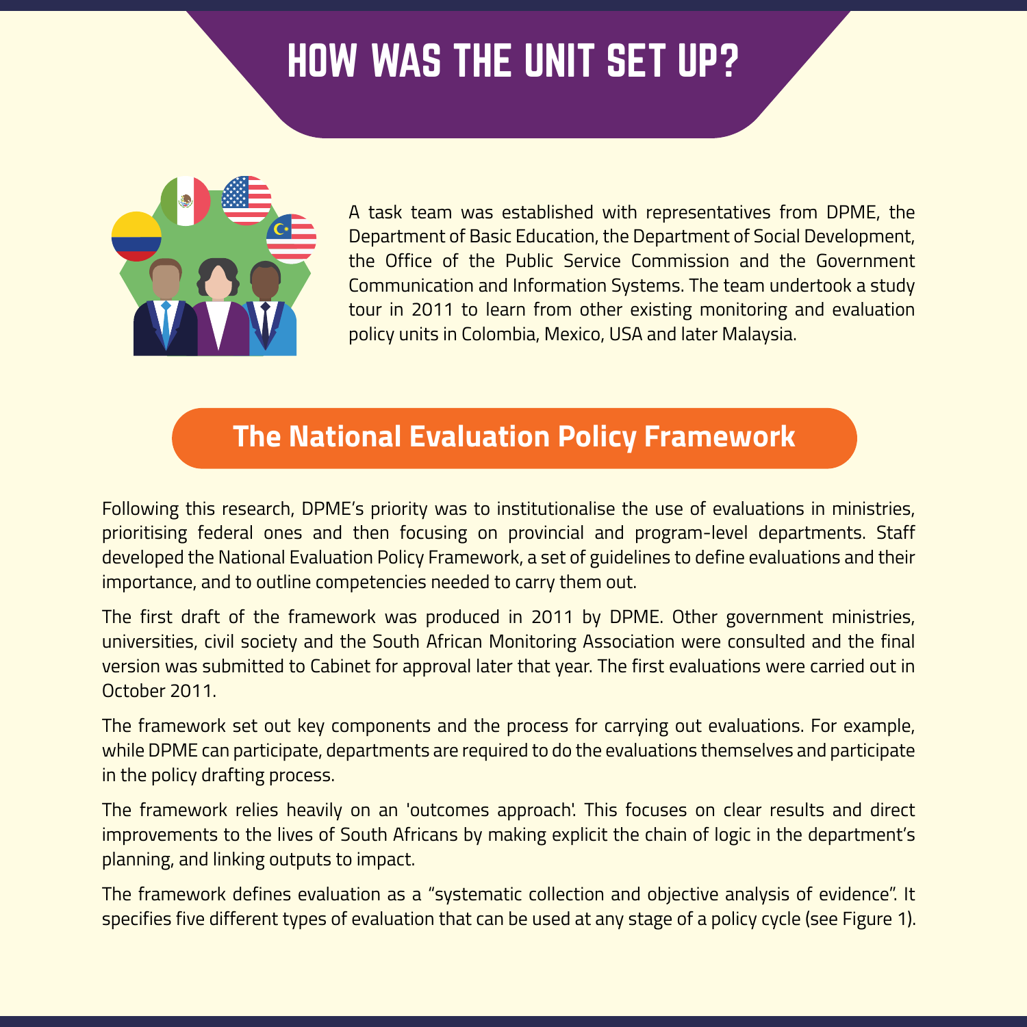# HOW WAS THE UNIT SET UP?

A task team was established with representatives from DPME, the Department of Basic Education, the Department of Social Development, the Office of the Public Service Commission and the Government Communication and Information Systems. The team undertook a study tour in 2011 to learn from other existing monitoring and evaluation policy units in Colombia, Mexico, USA and later Malaysia.

## The National Evaluation Policy Framework

Following this research, DPME's priority was to institutionalise the use of evaluations in ministries, prioritising federal ones and then focusing on provincial and program-level departments. Staff developed the National Evaluation Policy Framework, a set of guidelines to define evaluations and their importance, and to outline competencies needed to carry them out.

The first draft of the framework was produced in 2011 by DPME. Other government ministries, universities, civil society and the South African Monitoring Association were consulted and the final version was submitted to Cabinet for approval later that year. The first evaluations were carried out in October 2011.

The framework set out key components and the process for carrying out evaluations. For example, while DPME can participate, departments are required to do the evaluations themselves and participate in the policy drafting process.

The framework relies heavily on an 'outcomes approach'. This focuses on clear results and direct improvements to the lives of South Africans by making explicit the chain of logic in the department's planning, and linking outputs to impact.

The framework defines evaluation as a "systematic collection and objective analysis of evidence". It specifies five different types of evaluation that can be used at any stage of a policy cycle (see Figure 1).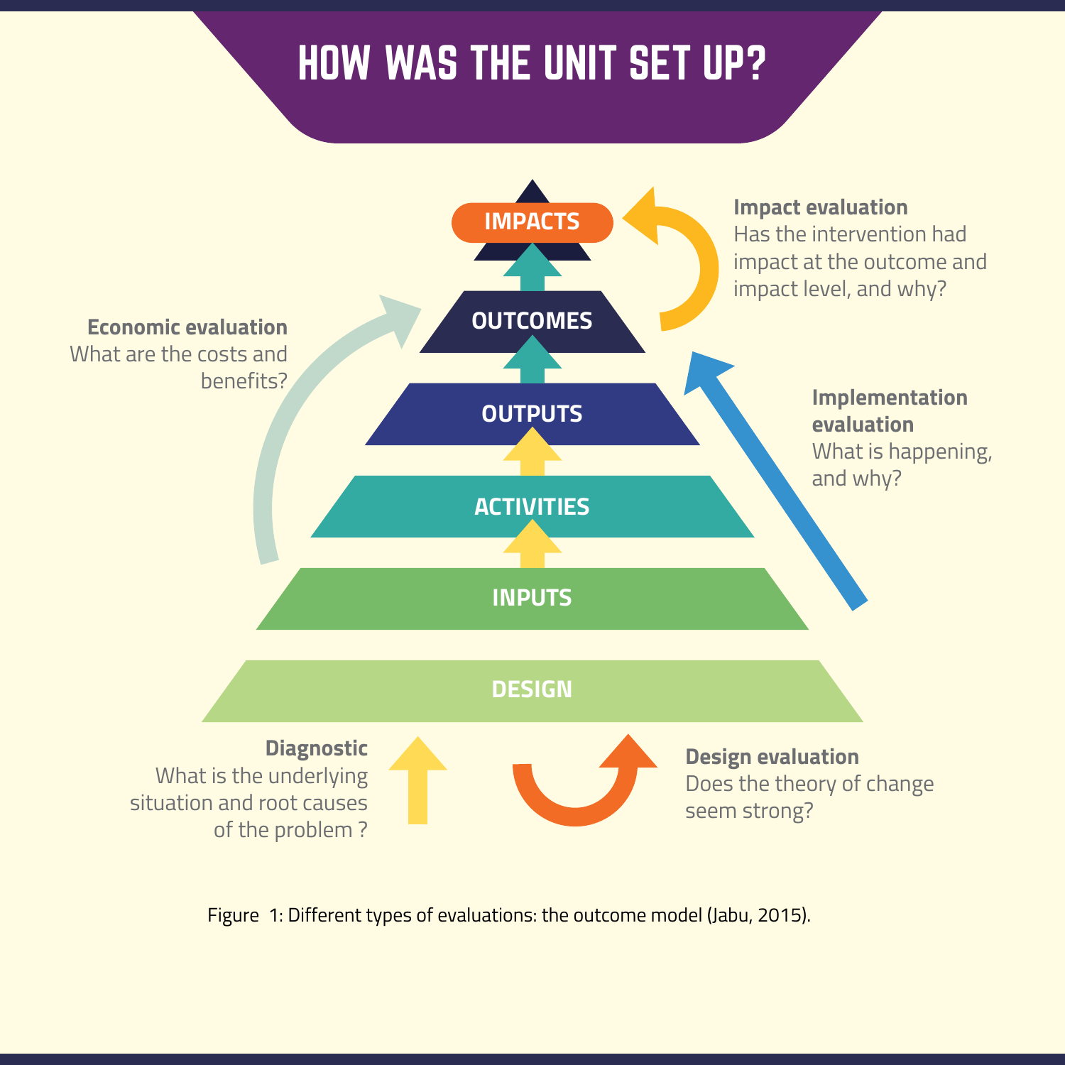# HOW WAS THE UNIT SET UP?

IMPACTS

OUTCOMES

OUTPUTS

ACTIVITIES

INPUTS

DESIGN

**Impact evaluation**
Has the intervention had impact at the outcome and impact level, and why?

**Economic evaluation**
What are the costs and benefits?

**Implementation evaluation**
What is happening, and why?

**Diagnostic**
What is the underlying situation and root causes of the problem ?

**Design evaluation**
Does the theory of change seem strong?

Figure 1: Different types of evaluations: the outcome model (Jabu, 2015).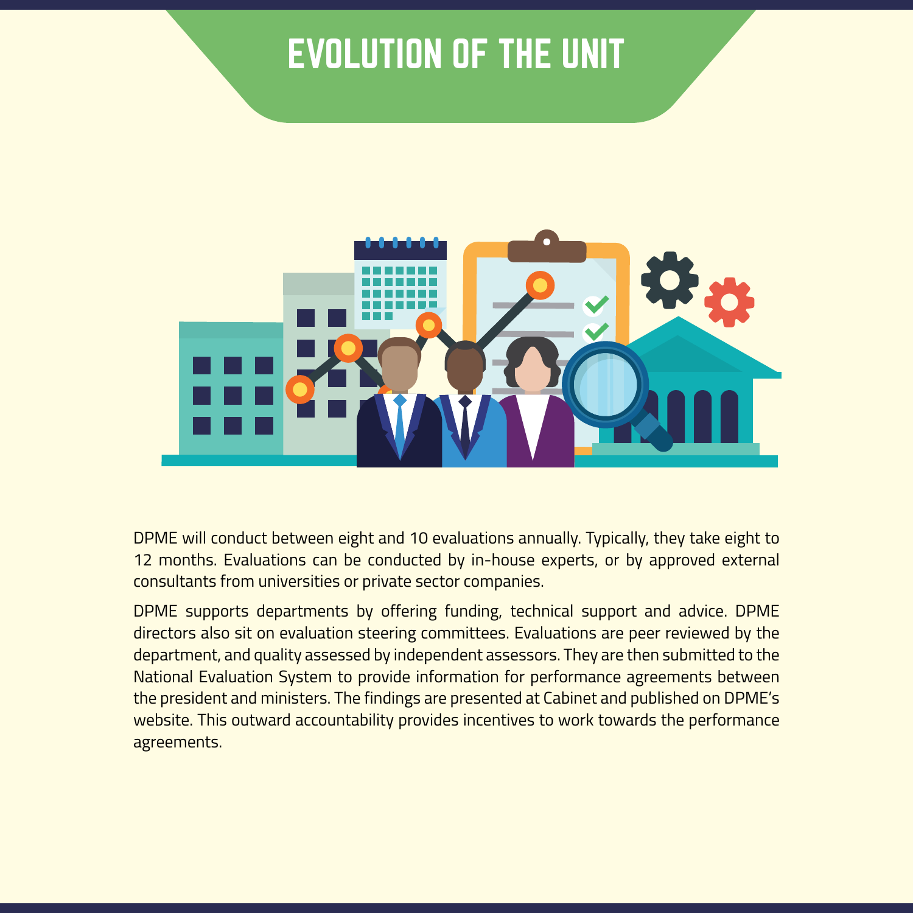# EVOLUTION OF THE UNIT

DPME will conduct between eight and 10 evaluations annually. Typically, they take eight to 12 months. Evaluations can be conducted by in-house experts, or by approved external consultants from universities or private sector companies.

DPME supports departments by offering funding, technical support and advice. DPME directors also sit on evaluation steering committees. Evaluations are peer reviewed by the department, and quality assessed by independent assessors. They are then submitted to the National Evaluation System to provide information for performance agreements between the president and ministers. The findings are presented at Cabinet and published on DPME's website. This outward accountability provides incentives to work towards the performance agreements.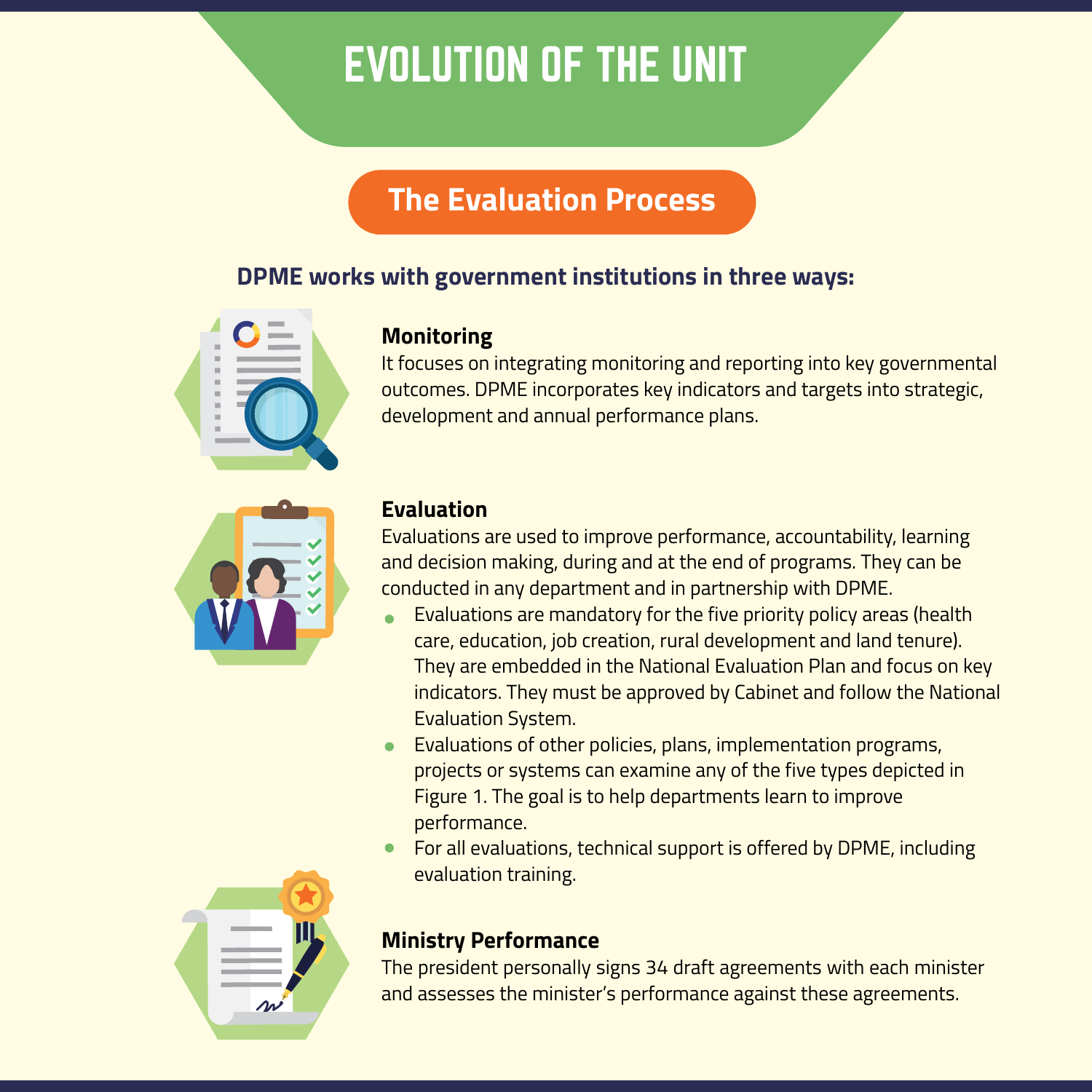# EVOLUTION OF THE UNIT

## The Evaluation Process

**DPME works with government institutions in three ways:**

### Monitoring

It focuses on integrating monitoring and reporting into key governmental outcomes. DPME incorporates key indicators and targets into strategic, development and annual performance plans.

### Evaluation

Evaluations are used to improve performance, accountability, learning and decision making, during and at the end of programs. They can be conducted in any department and in partnership with DPME.

- Evaluations are mandatory for the five priority policy areas (health care, education, job creation, rural development and land tenure). They are embedded in the National Evaluation Plan and focus on key indicators. They must be approved by Cabinet and follow the National Evaluation System.
- Evaluations of other policies, plans, implementation programs, projects or systems can examine any of the five types depicted in Figure 1. The goal is to help departments learn to improve performance.
- For all evaluations, technical support is offered by DPME, including evaluation training.

### Ministry Performance

The president personally signs 34 draft agreements with each minister and assesses the minister's performance against these agreements.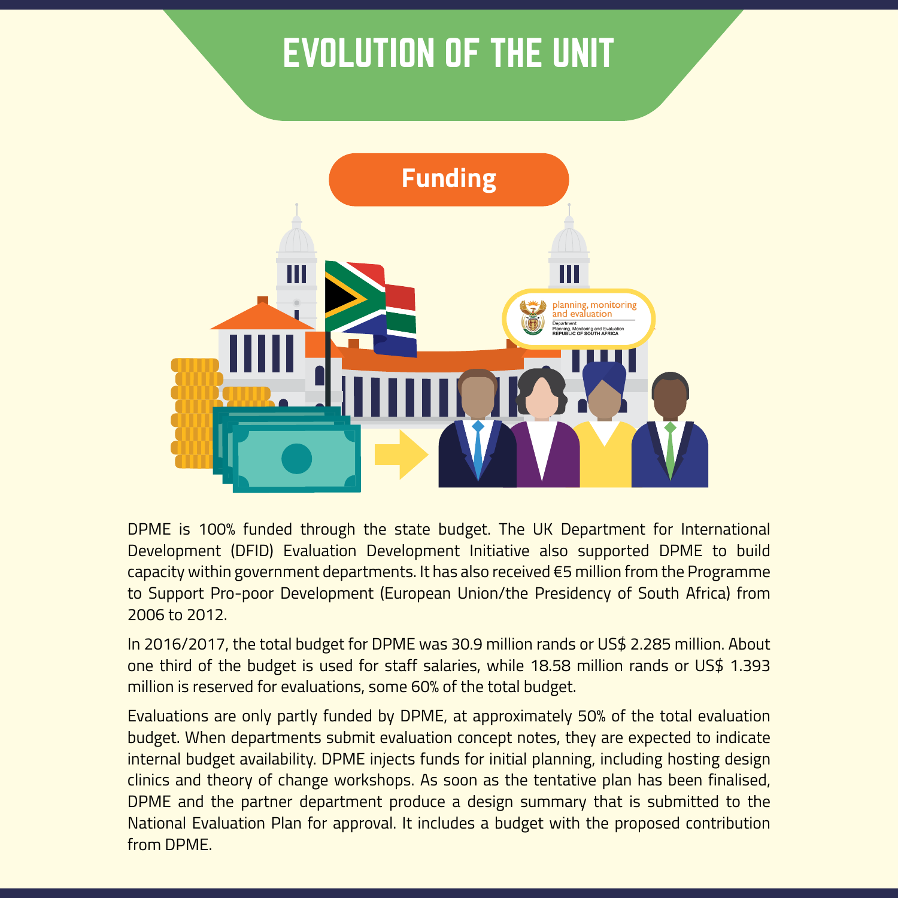# EVOLUTION OF THE UNIT

## Funding

DPME is 100% funded through the state budget. The UK Department for International Development (DFID) Evaluation Development Initiative also supported DPME to build capacity within government departments. It has also received €5 million from the Programme to Support Pro-poor Development (European Union/the Presidency of South Africa) from 2006 to 2012.

In 2016/2017, the total budget for DPME was 30.9 million rands or US$ 2.285 million. About one third of the budget is used for staff salaries, while 18.58 million rands or US$ 1.393 million is reserved for evaluations, some 60% of the total budget.

Evaluations are only partly funded by DPME, at approximately 50% of the total evaluation budget. When departments submit evaluation concept notes, they are expected to indicate internal budget availability. DPME injects funds for initial planning, including hosting design clinics and theory of change workshops. As soon as the tentative plan has been finalised, DPME and the partner department produce a design summary that is submitted to the National Evaluation Plan for approval. It includes a budget with the proposed contribution from DPME.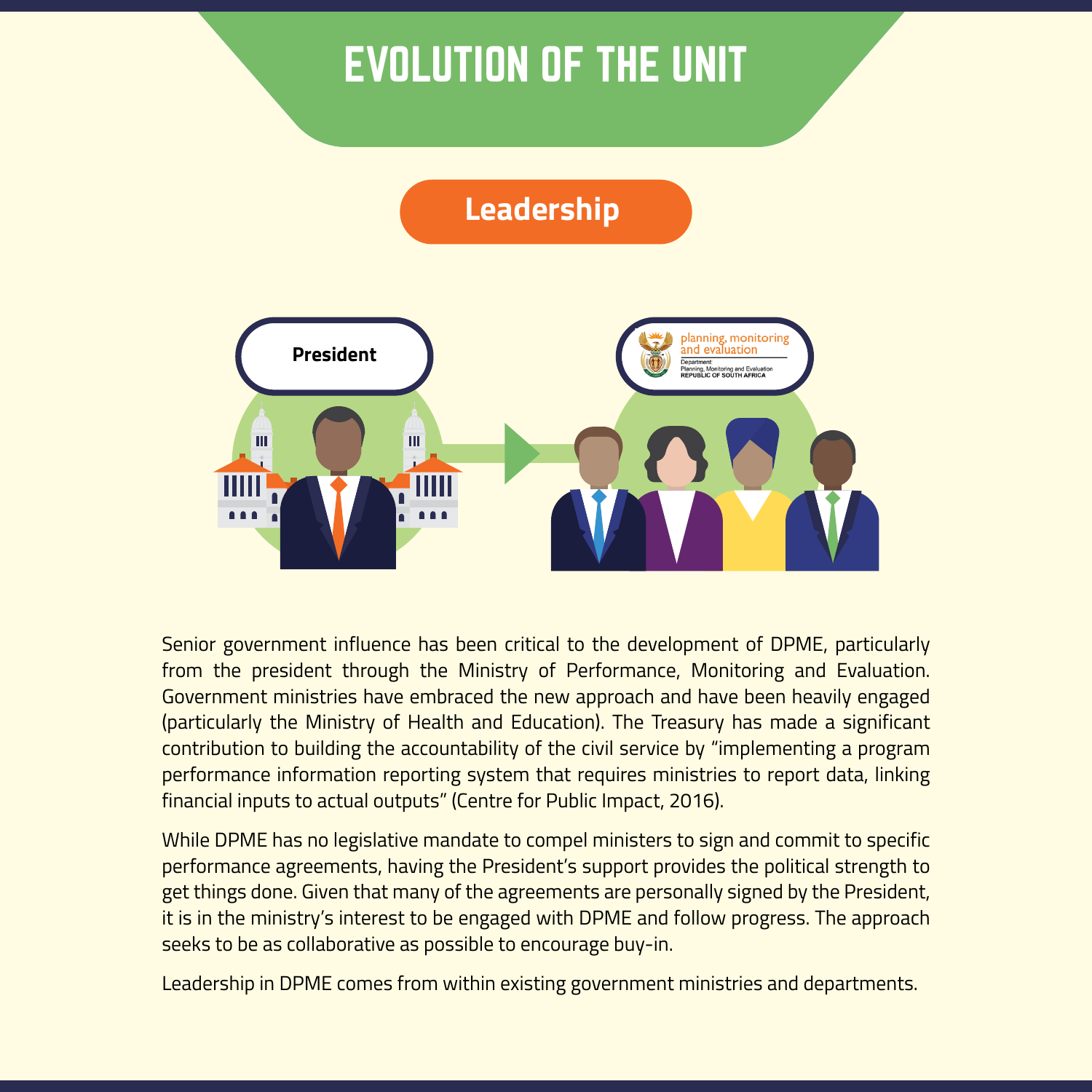# EVOLUTION OF THE UNIT

## Leadership

President

planning, monitoring and evaluation
Department: Planning, Monitoring and Evaluation
REPUBLIC OF SOUTH AFRICA

Senior government influence has been critical to the development of DPME, particularly from the president through the Ministry of Performance, Monitoring and Evaluation. Government ministries have embraced the new approach and have been heavily engaged (particularly the Ministry of Health and Education). The Treasury has made a significant contribution to building the accountability of the civil service by "implementing a program performance information reporting system that requires ministries to report data, linking financial inputs to actual outputs" (Centre for Public Impact, 2016).

While DPME has no legislative mandate to compel ministers to sign and commit to specific performance agreements, having the President's support provides the political strength to get things done. Given that many of the agreements are personally signed by the President, it is in the ministry's interest to be engaged with DPME and follow progress. The approach seeks to be as collaborative as possible to encourage buy-in.

Leadership in DPME comes from within existing government ministries and departments.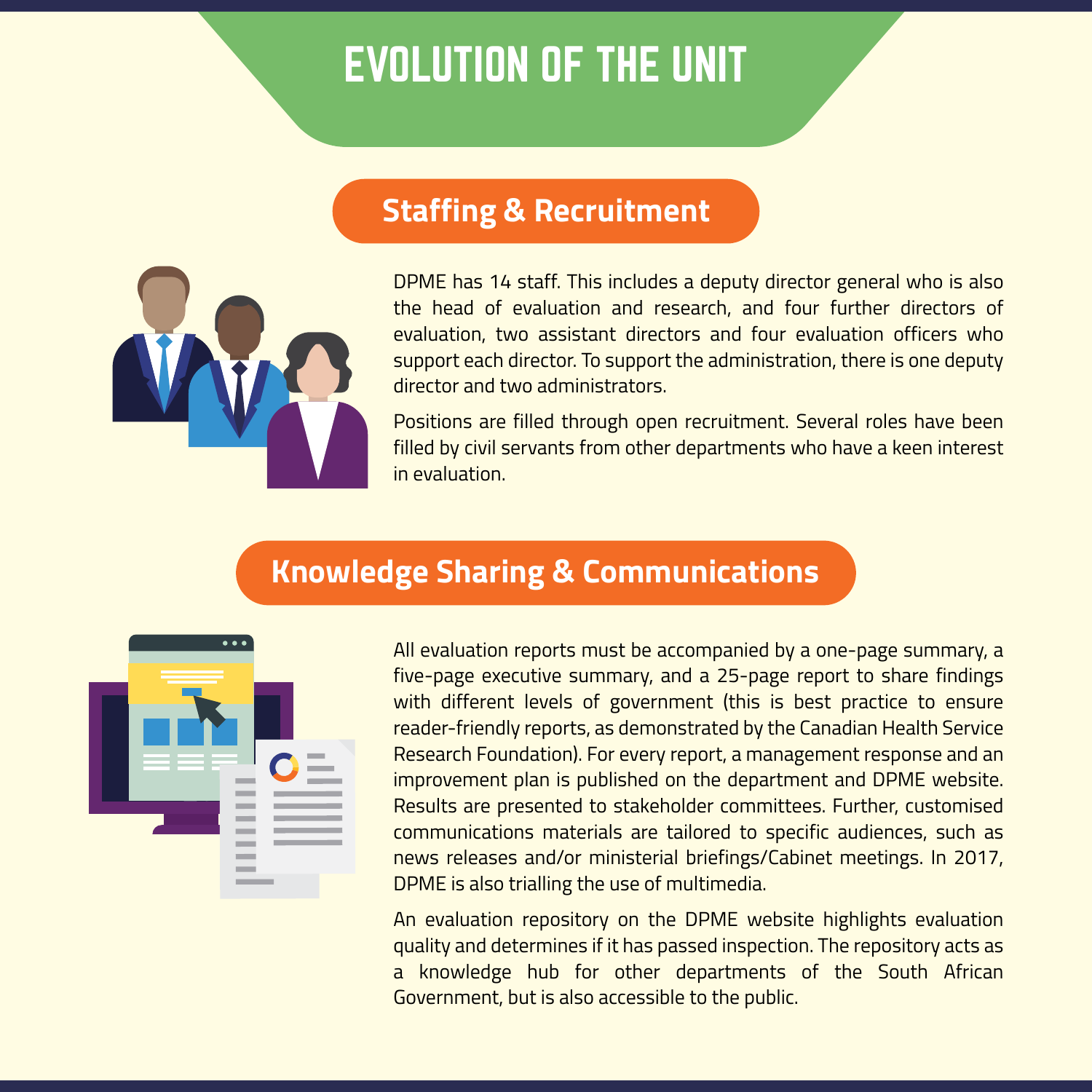# EVOLUTION OF THE UNIT

## Staffing & Recruitment

DPME has 14 staff. This includes a deputy director general who is also the head of evaluation and research, and four further directors of evaluation, two assistant directors and four evaluation officers who support each director. To support the administration, there is one deputy director and two administrators.

Positions are filled through open recruitment. Several roles have been filled by civil servants from other departments who have a keen interest in evaluation.

## Knowledge Sharing & Communications

All evaluation reports must be accompanied by a one-page summary, a five-page executive summary, and a 25-page report to share findings with different levels of government (this is best practice to ensure reader-friendly reports, as demonstrated by the Canadian Health Service Research Foundation). For every report, a management response and an improvement plan is published on the department and DPME website. Results are presented to stakeholder committees. Further, customised communications materials are tailored to specific audiences, such as news releases and/or ministerial briefings/Cabinet meetings. In 2017, DPME is also trialling the use of multimedia.

An evaluation repository on the DPME website highlights evaluation quality and determines if it has passed inspection. The repository acts as a knowledge hub for other departments of the South African Government, but is also accessible to the public.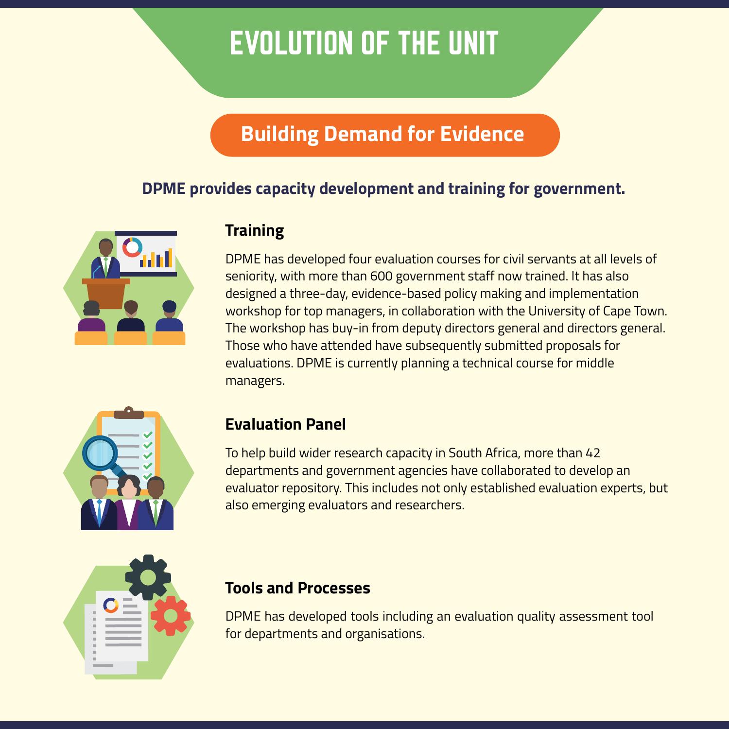# EVOLUTION OF THE UNIT

## Building Demand for Evidence

**DPME provides capacity development and training for government.**

### Training

DPME has developed four evaluation courses for civil servants at all levels of seniority, with more than 600 government staff now trained. It has also designed a three-day, evidence-based policy making and implementation workshop for top managers, in collaboration with the University of Cape Town. The workshop has buy-in from deputy directors general and directors general. Those who have attended have subsequently submitted proposals for evaluations. DPME is currently planning a technical course for middle managers.

### Evaluation Panel

To help build wider research capacity in South Africa, more than 42 departments and government agencies have collaborated to develop an evaluator repository. This includes not only established evaluation experts, but also emerging evaluators and researchers.

### Tools and Processes

DPME has developed tools including an evaluation quality assessment tool for departments and organisations.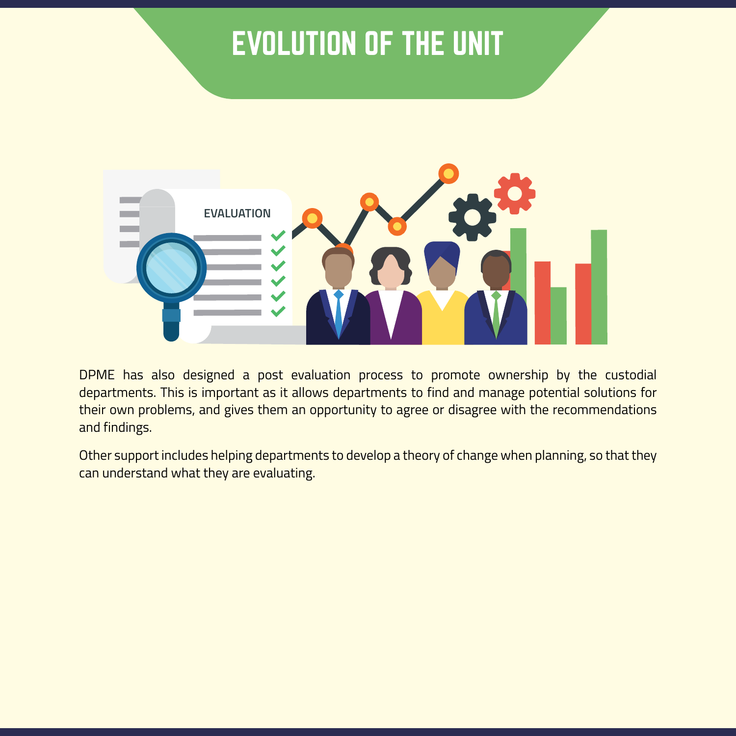# EVOLUTION OF THE UNIT

DPME has also designed a post evaluation process to promote ownership by the custodial departments. This is important as it allows departments to find and manage potential solutions for their own problems, and gives them an opportunity to agree or disagree with the recommendations and findings.

Other support includes helping departments to develop a theory of change when planning, so that they can understand what they are evaluating.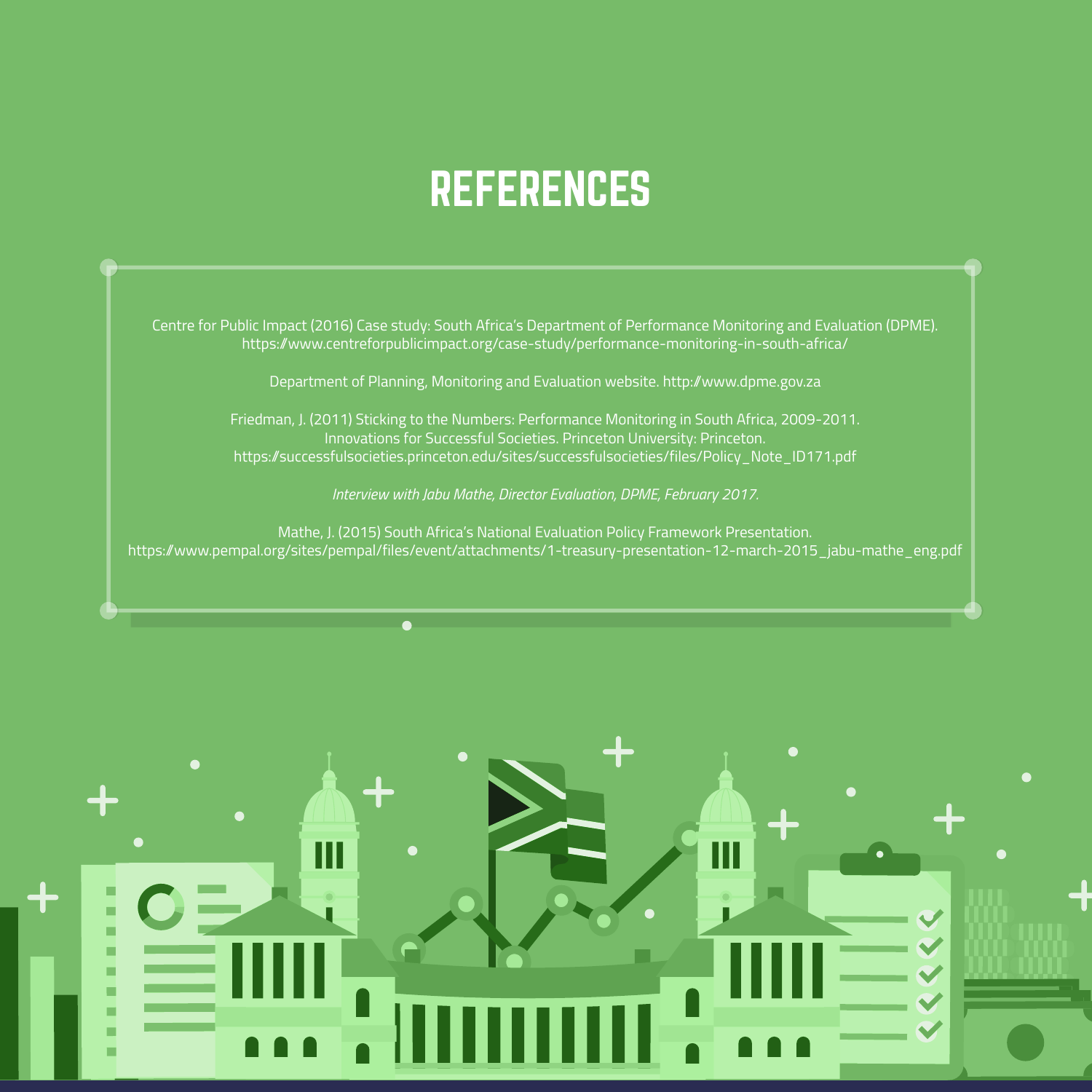# REFERENCES

Centre for Public Impact (2016) Case study: South Africa's Department of Performance Monitoring and Evaluation (DPME). https://www.centreforpublicimpact.org/case-study/performance-monitoring-in-south-africa/

Department of Planning, Monitoring and Evaluation website. http://www.dpme.gov.za

Friedman, J. (2011) Sticking to the Numbers: Performance Monitoring in South Africa, 2009-2011. Innovations for Successful Societies. Princeton University: Princeton. https://successfulsocieties.princeton.edu/sites/successfulsocieties/files/Policy_Note_ID171.pdf

*Interview with Jabu Mathe, Director Evaluation, DPME, February 2017.*

Mathe, J. (2015) South Africa's National Evaluation Policy Framework Presentation. https://www.pempal.org/sites/pempal/files/event/attachments/1-treasury-presentation-12-march-2015_jabu-mathe_eng.pdf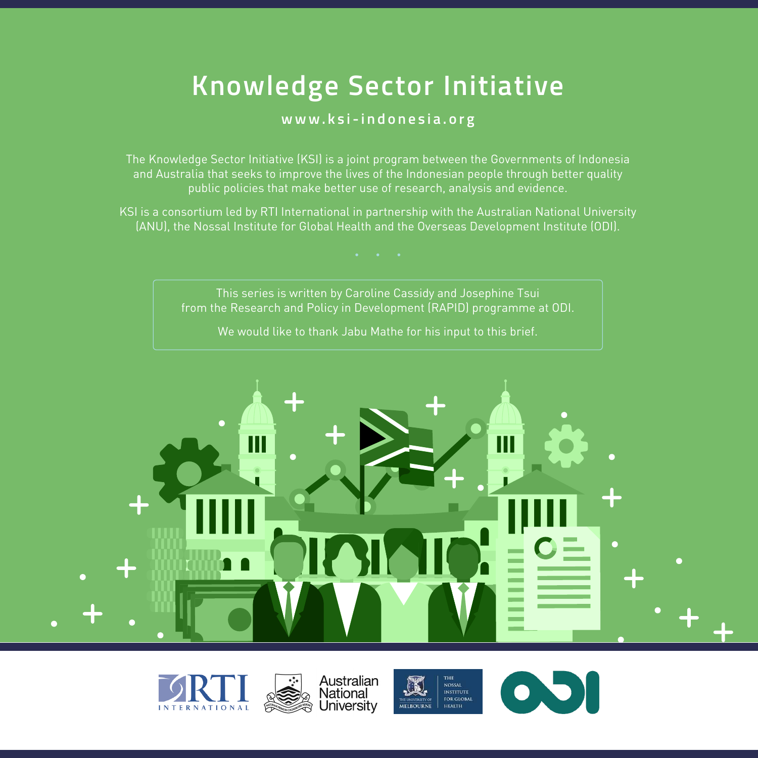# Knowledge Sector Initiative

www.ksi-indonesia.org

The Knowledge Sector Initiative (KSI) is a joint program between the Governments of Indonesia and Australia that seeks to improve the lives of the Indonesian people through better quality public policies that make better use of research, analysis and evidence.

KSI is a consortium led by RTI International in partnership with the Australian National University (ANU), the Nossal Institute for Global Health and the Overseas Development Institute (ODI).

This series is written by Caroline Cassidy and Josephine Tsui from the Research and Policy in Development (RAPID) programme at ODI.

We would like to thank Jabu Mathe for his input to this brief.